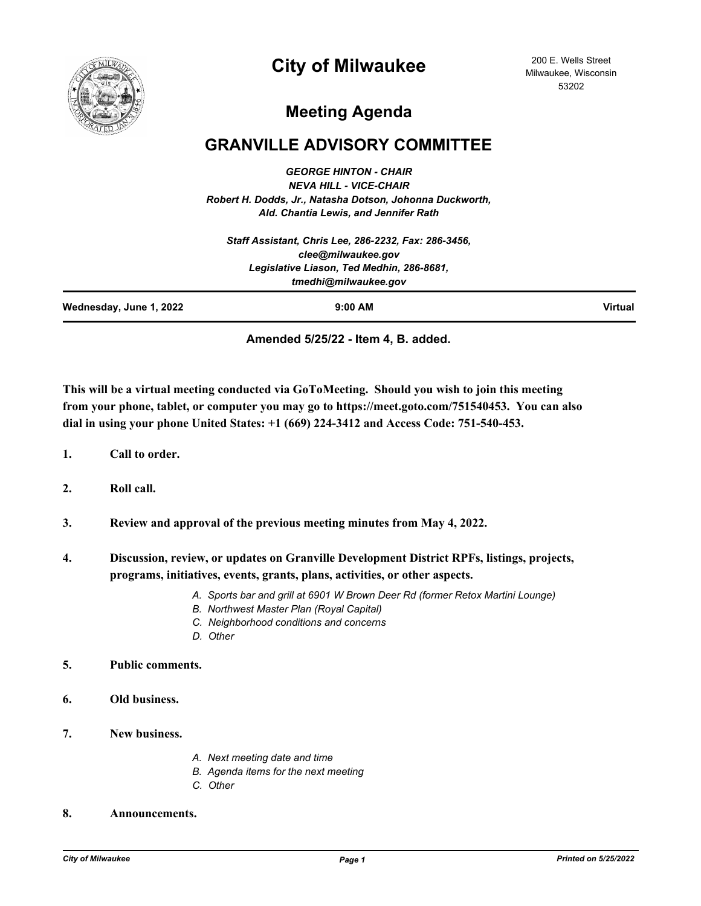# City of Milwaukee

200 E. Wells Street
Milwaukee, Wisconsin
53202

## Meeting Agenda

## GRANVILLE ADVISORY COMMITTEE

*GEORGE HINTON - CHAIR*
*NEVA HILL - VICE-CHAIR*
*Robert H. Dodds, Jr., Natasha Dotson, Johonna Duckworth, Ald. Chantia Lewis, and Jennifer Rath*

*Staff Assistant, Chris Lee, 286-2232, Fax: 286-3456, clee@milwaukee.gov*
*Legislative Liason, Ted Medhin, 286-8681, tmedhi@milwaukee.gov*

**Wednesday, June 1, 2022** | **9:00 AM** | **Virtual**

**Amended 5/25/22 - Item 4, B. added.**

**This will be a virtual meeting conducted via GoToMeeting. Should you wish to join this meeting from your phone, tablet, or computer you may go to https://meet.goto.com/751540453. You can also dial in using your phone United States: +1 (669) 224-3412 and Access Code: 751-540-453.**

**1. Call to order.**

**2. Roll call.**

**3. Review and approval of the previous meeting minutes from May 4, 2022.**

**4. Discussion, review, or updates on Granville Development District RPFs, listings, projects, programs, initiatives, events, grants, plans, activities, or other aspects.**

*A. Sports bar and grill at 6901 W Brown Deer Rd (former Retox Martini Lounge)*
*B. Northwest Master Plan (Royal Capital)*
*C. Neighborhood conditions and concerns*
*D. Other*

**5. Public comments.**

**6. Old business.**

**7. New business.**

*A. Next meeting date and time*
*B. Agenda items for the next meeting*
*C. Other*

**8. Announcements.**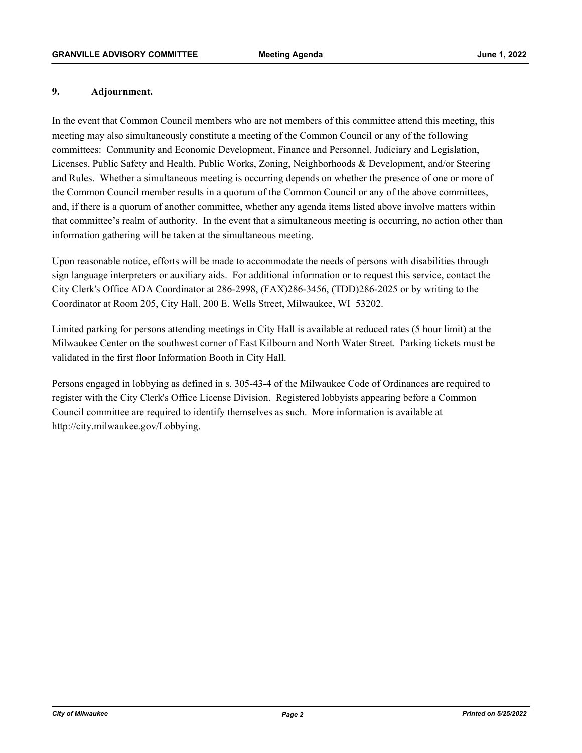**9. Adjournment.**

In the event that Common Council members who are not members of this committee attend this meeting, this meeting may also simultaneously constitute a meeting of the Common Council or any of the following committees: Community and Economic Development, Finance and Personnel, Judiciary and Legislation, Licenses, Public Safety and Health, Public Works, Zoning, Neighborhoods & Development, and/or Steering and Rules. Whether a simultaneous meeting is occurring depends on whether the presence of one or more of the Common Council member results in a quorum of the Common Council or any of the above committees, and, if there is a quorum of another committee, whether any agenda items listed above involve matters within that committee's realm of authority. In the event that a simultaneous meeting is occurring, no action other than information gathering will be taken at the simultaneous meeting.

Upon reasonable notice, efforts will be made to accommodate the needs of persons with disabilities through sign language interpreters or auxiliary aids. For additional information or to request this service, contact the City Clerk's Office ADA Coordinator at 286-2998, (FAX)286-3456, (TDD)286-2025 or by writing to the Coordinator at Room 205, City Hall, 200 E. Wells Street, Milwaukee, WI 53202.

Limited parking for persons attending meetings in City Hall is available at reduced rates (5 hour limit) at the Milwaukee Center on the southwest corner of East Kilbourn and North Water Street. Parking tickets must be validated in the first floor Information Booth in City Hall.

Persons engaged in lobbying as defined in s. 305-43-4 of the Milwaukee Code of Ordinances are required to register with the City Clerk's Office License Division. Registered lobbyists appearing before a Common Council committee are required to identify themselves as such. More information is available at http://city.milwaukee.gov/Lobbying.